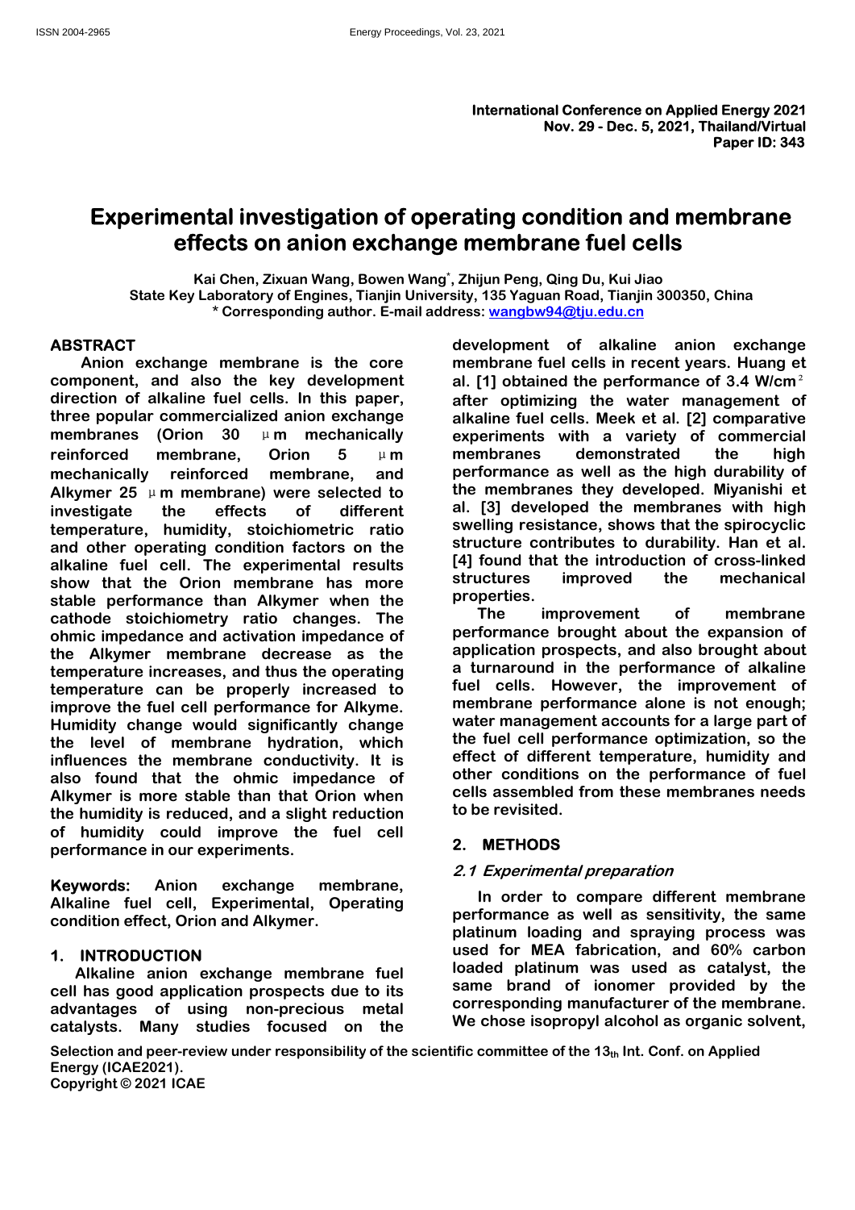International Conference on Applied Energy 2021
Nov. 29 - Dec. 5, 2021, Thailand/Virtual
Paper ID: 343

# Experimental investigation of operating condition and membrane effects on anion exchange membrane fuel cells

Kai Chen, Zixuan Wang, Bowen Wang*, Zhijun Peng, Qing Du, Kui Jiao
State Key Laboratory of Engines, Tianjin University, 135 Yaguan Road, Tianjin 300350, China
* Corresponding author. E-mail address: wangbw94@tju.edu.cn

## ABSTRACT

Anion exchange membrane is the core component, and also the key development direction of alkaline fuel cells. In this paper, three popular commercialized anion exchange membranes (Orion 30 μm mechanically reinforced membrane, Orion 5 μm mechanically reinforced membrane, and Alkymer 25 μm membrane) were selected to investigate the effects of different temperature, humidity, stoichiometric ratio and other operating condition factors on the alkaline fuel cell. The experimental results show that the Orion membrane has more stable performance than Alkymer when the cathode stoichiometry ratio changes. The ohmic impedance and activation impedance of the Alkymer membrane decrease as the temperature increases, and thus the operating temperature can be properly increased to improve the fuel cell performance for Alkyme. Humidity change would significantly change the level of membrane hydration, which influences the membrane conductivity. It is also found that the ohmic impedance of Alkymer is more stable than that Orion when the humidity is reduced, and a slight reduction of humidity could improve the fuel cell performance in our experiments.

**Keywords:** Anion exchange membrane, Alkaline fuel cell, Experimental, Operating condition effect, Orion and Alkymer.

## 1. INTRODUCTION

Alkaline anion exchange membrane fuel cell has good application prospects due to its advantages of using non-precious metal catalysts. Many studies focused on the development of alkaline anion exchange membrane fuel cells in recent years. Huang et al. [1] obtained the performance of 3.4 W/cm$^2$ after optimizing the water management of alkaline fuel cells. Meek et al. [2] comparative experiments with a variety of commercial membranes demonstrated the high performance as well as the high durability of the membranes they developed. Miyanishi et al. [3] developed the membranes with high swelling resistance, shows that the spirocyclic structure contributes to durability. Han et al. [4] found that the introduction of cross-linked structures improved the mechanical properties.

The improvement of membrane performance brought about the expansion of application prospects, and also brought about a turnaround in the performance of alkaline fuel cells. However, the improvement of membrane performance alone is not enough; water management accounts for a large part of the fuel cell performance optimization, so the effect of different temperature, humidity and other conditions on the performance of fuel cells assembled from these membranes needs to be revisited.

## 2. METHODS

### *2.1 Experimental preparation*

In order to compare different membrane performance as well as sensitivity, the same platinum loading and spraying process was used for MEA fabrication, and 60% carbon loaded platinum was used as catalyst, the same brand of ionomer provided by the corresponding manufacturer of the membrane. We chose isopropyl alcohol as organic solvent,

Selection and peer-review under responsibility of the scientific committee of the 13th Int. Conf. on Applied Energy (ICAE2021).
Copyright © 2021 ICAE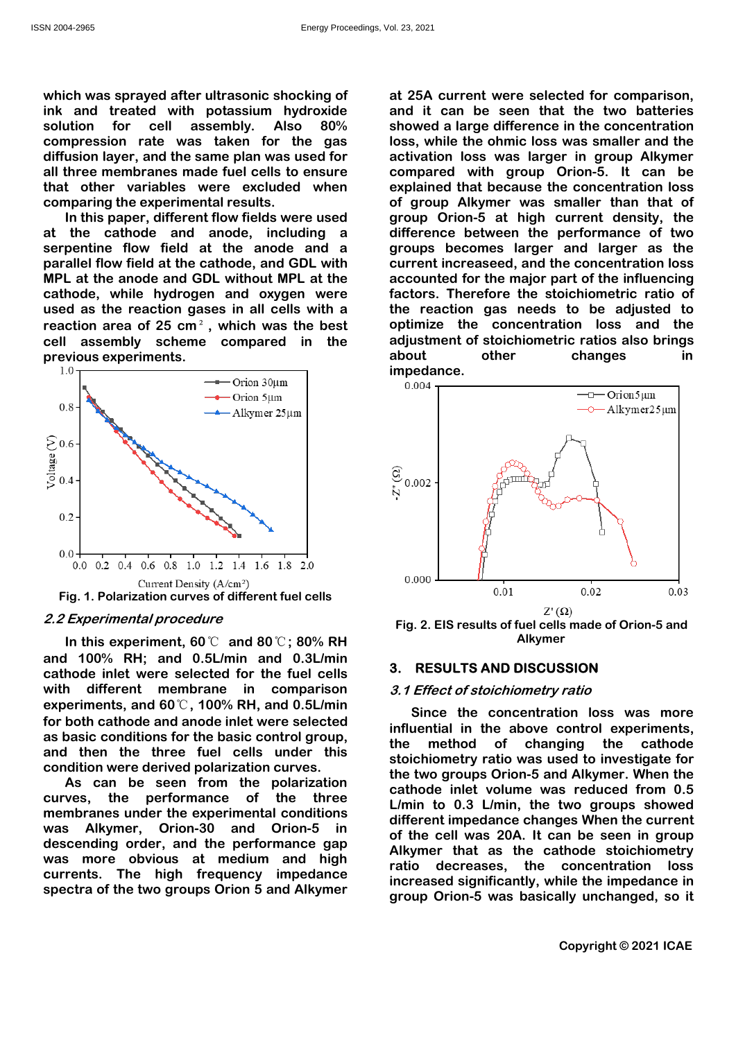which was sprayed after ultrasonic shocking of ink and treated with potassium hydroxide solution for cell assembly. Also 80% compression rate was taken for the gas diffusion layer, and the same plan was used for all three membranes made fuel cells to ensure that other variables were excluded when comparing the experimental results.

In this paper, different flow fields were used at the cathode and anode, including a serpentine flow field at the anode and a parallel flow field at the cathode, and GDL with MPL at the anode and GDL without MPL at the cathode, while hydrogen and oxygen were used as the reaction gases in all cells with a reaction area of 25 $cm^2$, which was the best cell assembly scheme compared in the previous experiments.

Fig. 1. Polarization curves of different fuel cells

### 2.2 Experimental procedure

In this experiment, 60℃ and 80℃; 80% RH and 100% RH; and 0.5L/min and 0.3L/min cathode inlet were selected for the fuel cells with different membrane in comparison experiments, and 60℃, 100% RH, and 0.5L/min for both cathode and anode inlet were selected as basic conditions for the basic control group, and then the three fuel cells under this condition were derived polarization curves.

As can be seen from the polarization curves, the performance of the three membranes under the experimental conditions was Alkymer, Orion-30 and Orion-5 in descending order, and the performance gap was more obvious at medium and high currents. The high frequency impedance spectra of the two groups Orion 5 and Alkymer at 25A current were selected for comparison, and it can be seen that the two batteries showed a large difference in the concentration loss, while the ohmic loss was smaller and the activation loss was larger in group Alkymer compared with group Orion-5. It can be explained that because the concentration loss of group Alkymer was smaller than that of group Orion-5 at high current density, the difference between the performance of two groups becomes larger and larger as the current increaseed, and the concentration loss accounted for the major part of the influencing factors. Therefore the stoichiometric ratio of the reaction gas needs to be adjusted to optimize the concentration loss and the adjustment of stoichiometric ratios also brings about other changes in impedance.

Fig. 2. EIS results of fuel cells made of Orion-5 and Alkymer

## 3. RESULTS AND DISCUSSION

### 3.1 Effect of stoichiometry ratio

Since the concentration loss was more influential in the above control experiments, the method of changing the cathode stoichiometry ratio was used to investigate for the two groups Orion-5 and Alkymer. When the cathode inlet volume was reduced from 0.5 L/min to 0.3 L/min, the two groups showed different impedance changes When the current of the cell was 20A. It can be seen in group Alkymer that as the cathode stoichiometry ratio decreases, the concentration loss increased significantly, while the impedance in group Orion-5 was basically unchanged, so it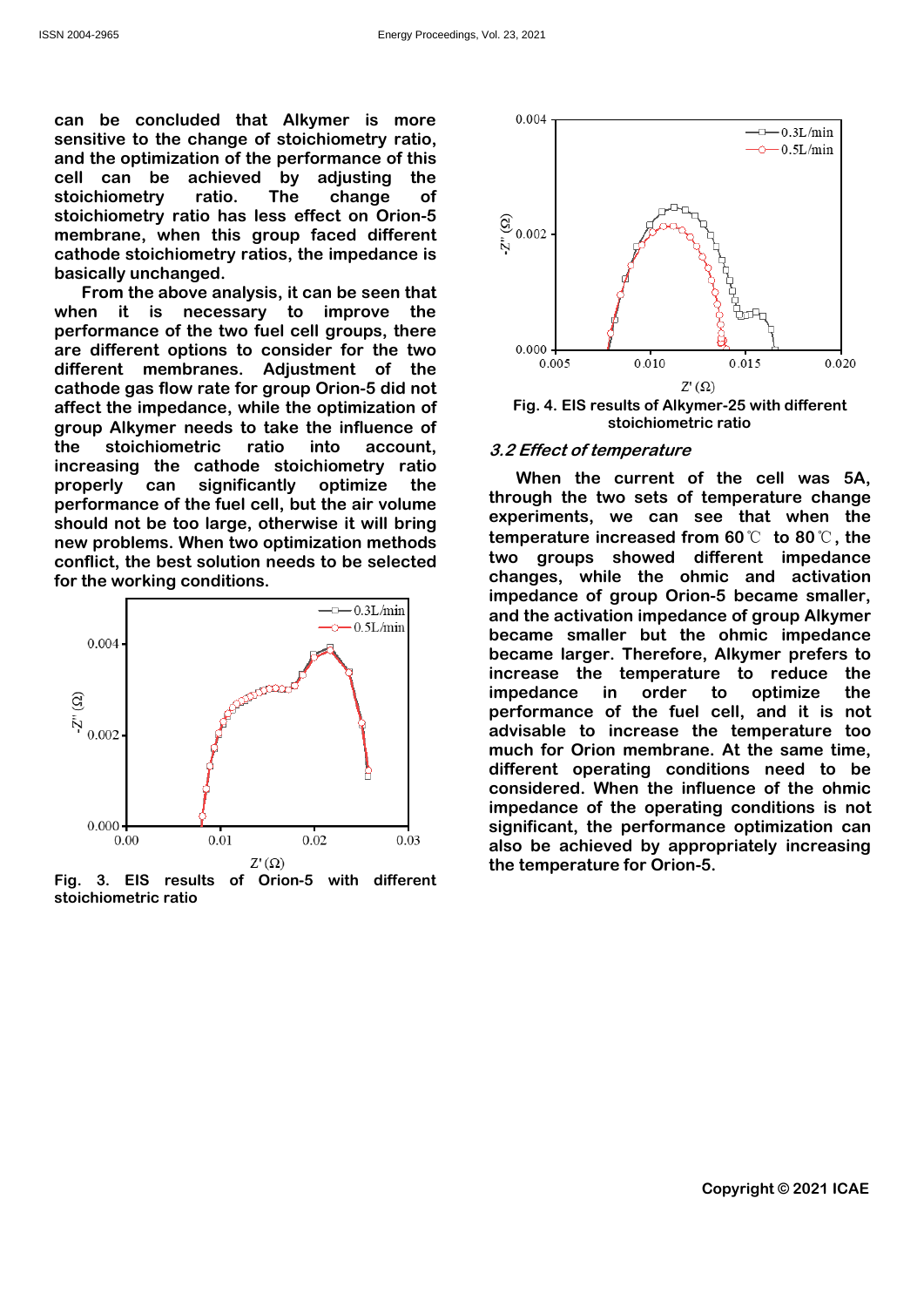can be concluded that Alkymer is more sensitive to the change of stoichiometry ratio, and the optimization of the performance of this cell can be achieved by adjusting the stoichiometry ratio. The change of stoichiometry ratio has less effect on Orion-5 membrane, when this group faced different cathode stoichiometry ratios, the impedance is basically unchanged.

From the above analysis, it can be seen that when it is necessary to improve the performance of the two fuel cell groups, there are different options to consider for the two different membranes. Adjustment of the cathode gas flow rate for group Orion-5 did not affect the impedance, while the optimization of group Alkymer needs to take the influence of the stoichiometric ratio into account, increasing the cathode stoichiometry ratio properly can significantly optimize the performance of the fuel cell, but the air volume should not be too large, otherwise it will bring new problems. When two optimization methods conflict, the best solution needs to be selected for the working conditions.

**Fig. 3. EIS results of Orion-5 with different stoichiometric ratio**

**Fig. 4. EIS results of Alkymer-25 with different stoichiometric ratio**

### *3.2 Effect of temperature*

When the current of the cell was 5A, through the two sets of temperature change experiments, we can see that when the temperature increased from 60℃ to 80℃, the two groups showed different impedance changes, while the ohmic and activation impedance of group Orion-5 became smaller, and the activation impedance of group Alkymer became smaller but the ohmic impedance became larger. Therefore, Alkymer prefers to increase the temperature to reduce the impedance in order to optimize the performance of the fuel cell, and it is not advisable to increase the temperature too much for Orion membrane. At the same time, different operating conditions need to be considered. When the influence of the ohmic impedance of the operating conditions is not significant, the performance optimization can also be achieved by appropriately increasing the temperature for Orion-5.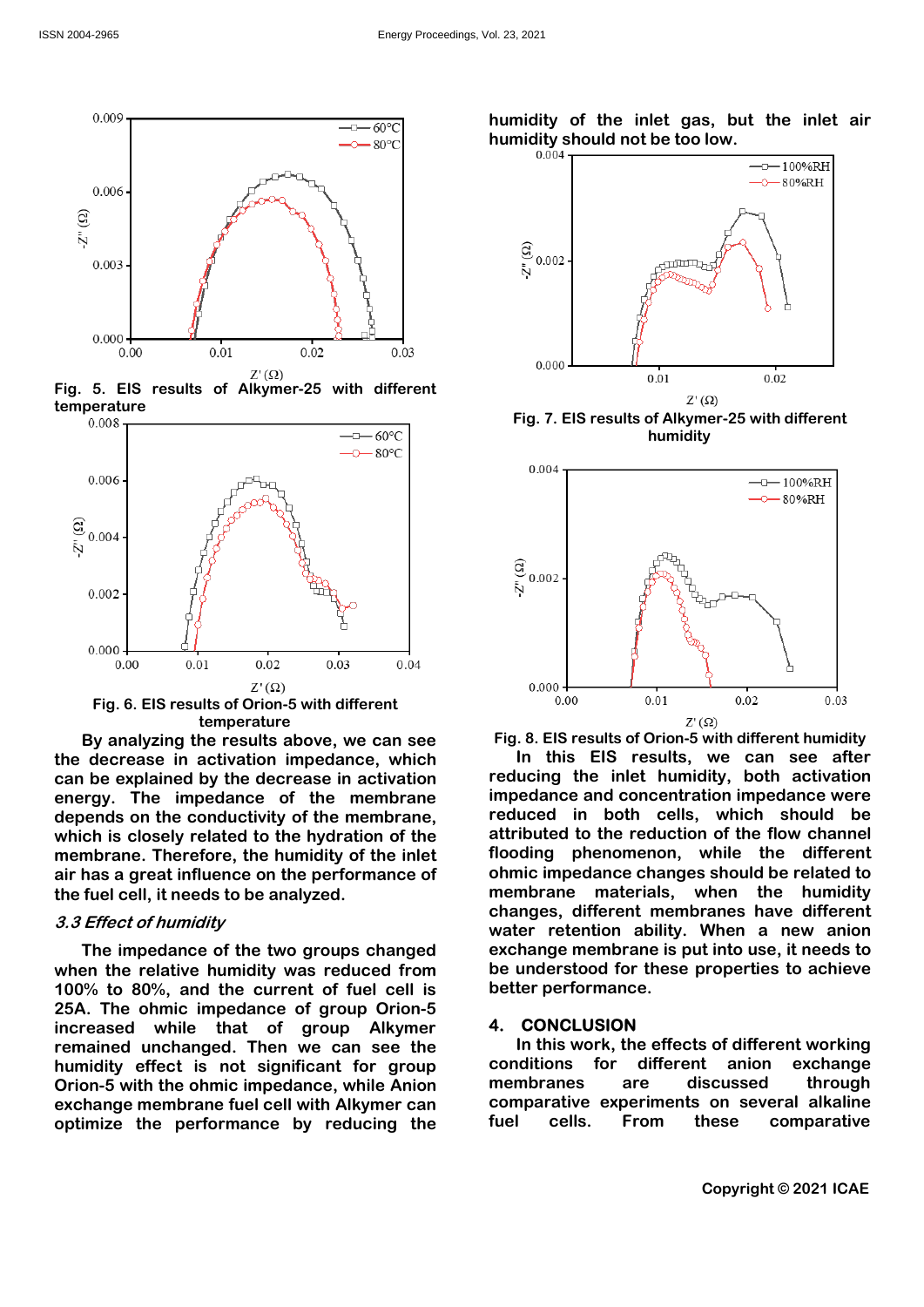Fig. 5. EIS results of Alkymer-25 with different temperature

Fig. 6. EIS results of Orion-5 with different temperature

By analyzing the results above, we can see the decrease in activation impedance, which can be explained by the decrease in activation energy. The impedance of the membrane depends on the conductivity of the membrane, which is closely related to the hydration of the membrane. Therefore, the humidity of the inlet air has a great influence on the performance of the fuel cell, it needs to be analyzed.

### *3.3 Effect of humidity*

The impedance of the two groups changed when the relative humidity was reduced from 100% to 80%, and the current of fuel cell is 25A. The ohmic impedance of group Orion-5 increased while that of group Alkymer remained unchanged. Then we can see the humidity effect is not significant for group Orion-5 with the ohmic impedance, while Anion exchange membrane fuel cell with Alkymer can optimize the performance by reducing the humidity of the inlet gas, but the inlet air humidity should not be too low.

Fig. 7. EIS results of Alkymer-25 with different humidity

Fig. 8. EIS results of Orion-5 with different humidity

In this EIS results, we can see after reducing the inlet humidity, both activation impedance and concentration impedance were reduced in both cells, which should be attributed to the reduction of the flow channel flooding phenomenon, while the different ohmic impedance changes should be related to membrane materials, when the humidity changes, different membranes have different water retention ability. When a new anion exchange membrane is put into use, it needs to be understood for these properties to achieve better performance.

## 4. CONCLUSION

In this work, the effects of different working conditions for different anion exchange membranes are discussed through comparative experiments on several alkaline fuel cells. From these comparative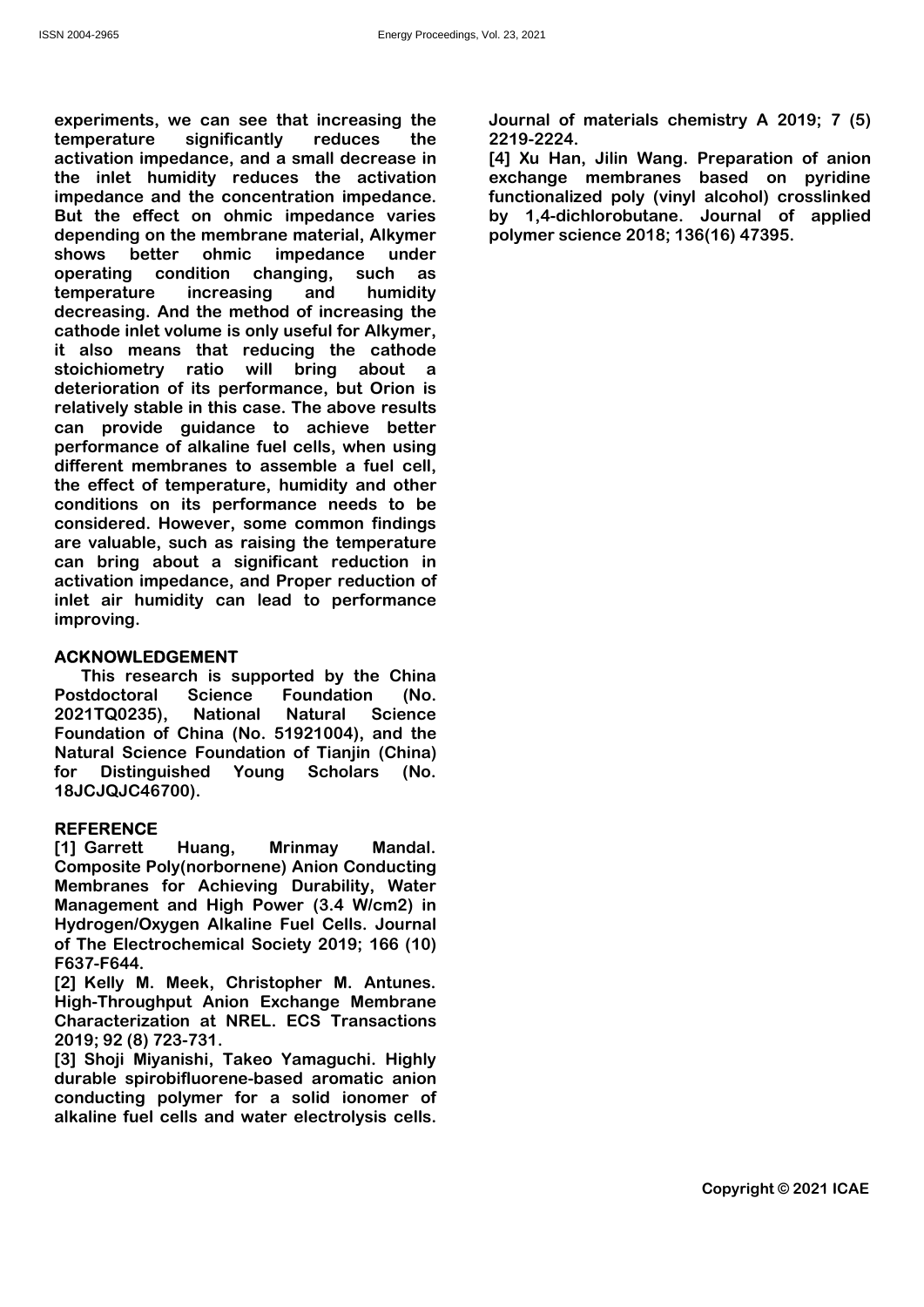experiments, we can see that increasing the temperature significantly reduces the activation impedance, and a small decrease in the inlet humidity reduces the activation impedance and the concentration impedance. But the effect on ohmic impedance varies depending on the membrane material, Alkymer shows better ohmic impedance under operating condition changing, such as temperature increasing and humidity decreasing. And the method of increasing the cathode inlet volume is only useful for Alkymer, it also means that reducing the cathode stoichiometry ratio will bring about a deterioration of its performance, but Orion is relatively stable in this case. The above results can provide guidance to achieve better performance of alkaline fuel cells, when using different membranes to assemble a fuel cell, the effect of temperature, humidity and other conditions on its performance needs to be considered. However, some common findings are valuable, such as raising the temperature can bring about a significant reduction in activation impedance, and Proper reduction of inlet air humidity can lead to performance improving.

## ACKNOWLEDGEMENT

This research is supported by the China Postdoctoral Science Foundation (No. 2021TQ0235), National Natural Science Foundation of China (No. 51921004), and the Natural Science Foundation of Tianjin (China) for Distinguished Young Scholars (No. 18JCJQJC46700).

## REFERENCE

[1] Garrett Huang, Mrinmay Mandal. Composite Poly(norbornene) Anion Conducting Membranes for Achieving Durability, Water Management and High Power (3.4 W/cm2) in Hydrogen/Oxygen Alkaline Fuel Cells. Journal of The Electrochemical Society 2019; 166 (10) F637-F644.

[2] Kelly M. Meek, Christopher M. Antunes. High-Throughput Anion Exchange Membrane Characterization at NREL. ECS Transactions 2019; 92 (8) 723-731.

[3] Shoji Miyanishi, Takeo Yamaguchi. Highly durable spirobifluorene-based aromatic anion conducting polymer for a solid ionomer of alkaline fuel cells and water electrolysis cells. Journal of materials chemistry A 2019; 7 (5) 2219-2224.

[4] Xu Han, Jilin Wang. Preparation of anion exchange membranes based on pyridine functionalized poly (vinyl alcohol) crosslinked by 1,4-dichlorobutane. Journal of applied polymer science 2018; 136(16) 47395.